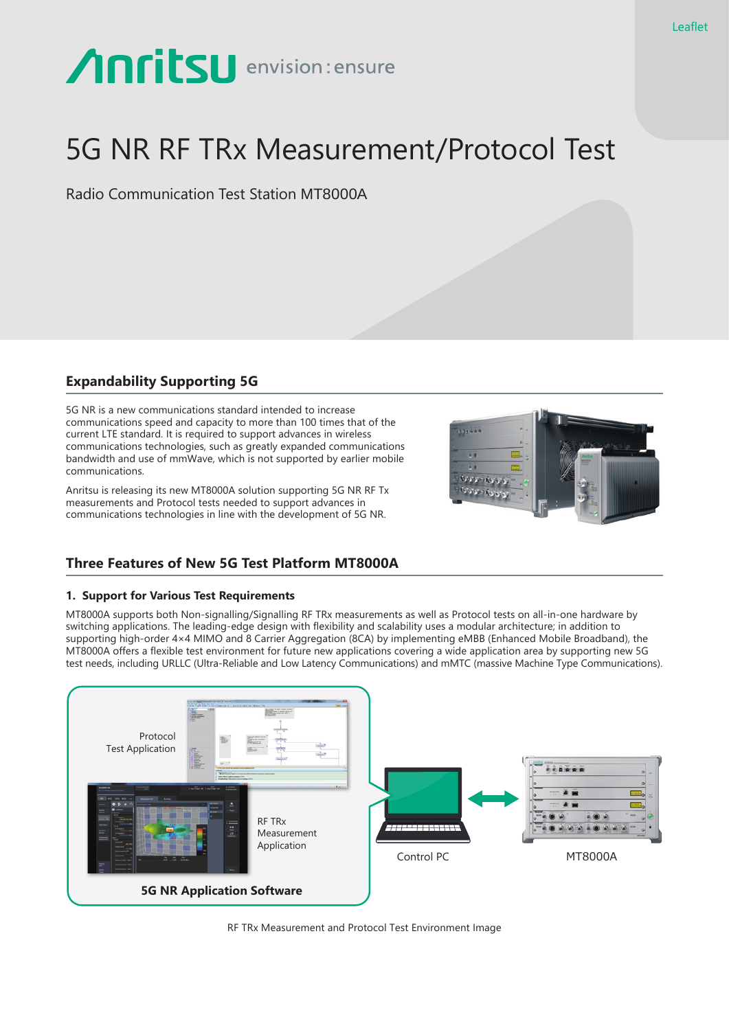Leaflet

Anritsu envision : ensure

# 5G NR RF TRx Measurement/Protocol Test

Radio Communication Test Station MT8000A

## Expandability Supporting 5G

5G NR is a new communications standard intended to increase communications speed and capacity to more than 100 times that of the current LTE standard. It is required to support advances in wireless communications technologies, such as greatly expanded communications bandwidth and use of mmWave, which is not supported by earlier mobile communications.

Anritsu is releasing its new MT8000A solution supporting 5G NR RF Tx measurements and Protocol tests needed to support advances in communications technologies in line with the development of 5G NR.

## Three Features of New 5G Test Platform MT8000A

### 1. Support for Various Test Requirements

MT8000A supports both Non-signalling/Signalling RF TRx measurements as well as Protocol tests on all-in-one hardware by switching applications. The leading-edge design with flexibility and scalability uses a modular architecture; in addition to supporting high-order 4×4 MIMO and 8 Carrier Aggregation (8CA) by implementing eMBB (Enhanced Mobile Broadband), the MT8000A offers a flexible test environment for future new applications covering a wide application area by supporting new 5G test needs, including URLLC (Ultra-Reliable and Low Latency Communications) and mMTC (massive Machine Type Communications).

Protocol Test Application

RF TRx Measurement Application

5G NR Application Software

Control PC

MT8000A

RF TRx Measurement and Protocol Test Environment Image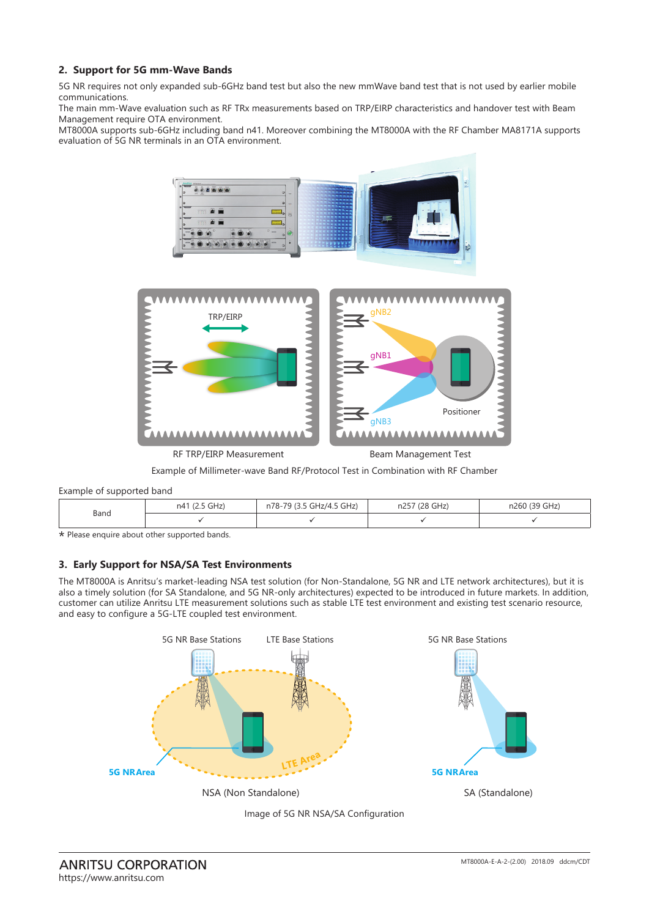## 2. Support for 5G mm-Wave Bands

5G NR requires not only expanded sub-6GHz band test but also the new mmWave band test that is not used by earlier mobile communications.
The main mm-Wave evaluation such as RF TRx measurements based on TRP/EIRP characteristics and handover test with Beam Management require OTA environment.
MT8000A supports sub-6GHz including band n41. Moreover combining the MT8000A with the RF Chamber MA8171A supports evaluation of 5G NR terminals in an OTA environment.

TRP/EIRP

gNB2

gNB1

gNB3

Positioner

RF TRP/EIRP Measurement

Beam Management Test

Example of Millimeter-wave Band RF/Protocol Test in Combination with RF Chamber

Example of supported band

| Band | n41 (2.5 GHz) | n78-79 (3.5 GHz/4.5 GHz) | n257 (28 GHz) | n260 (39 GHz) |
|---|---|---|---|---|
| | ✓ | ✓ | ✓ | ✓ |

* Please enquire about other supported bands.

## 3. Early Support for NSA/SA Test Environments

The MT8000A is Anritsu's market-leading NSA test solution (for Non-Standalone, 5G NR and LTE network architectures), but it is also a timely solution (for SA Standalone, and 5G NR-only architectures) expected to be introduced in future markets. In addition, customer can utilize Anritsu LTE measurement solutions such as stable LTE test environment and existing test scenario resource, and easy to configure a 5G-LTE coupled test environment.

5G NR Base Stations

LTE Base Stations

LTE Area

5G NR Area

NSA (Non Standalone)

5G NR Base Stations

5G NR Area

SA (Standalone)

Image of 5G NR NSA/SA Configuration

ANRITSU CORPORATION
https://www.anritsu.com

MT8000A-E-A-2-(2.00) 2018.09 ddcm/CDT